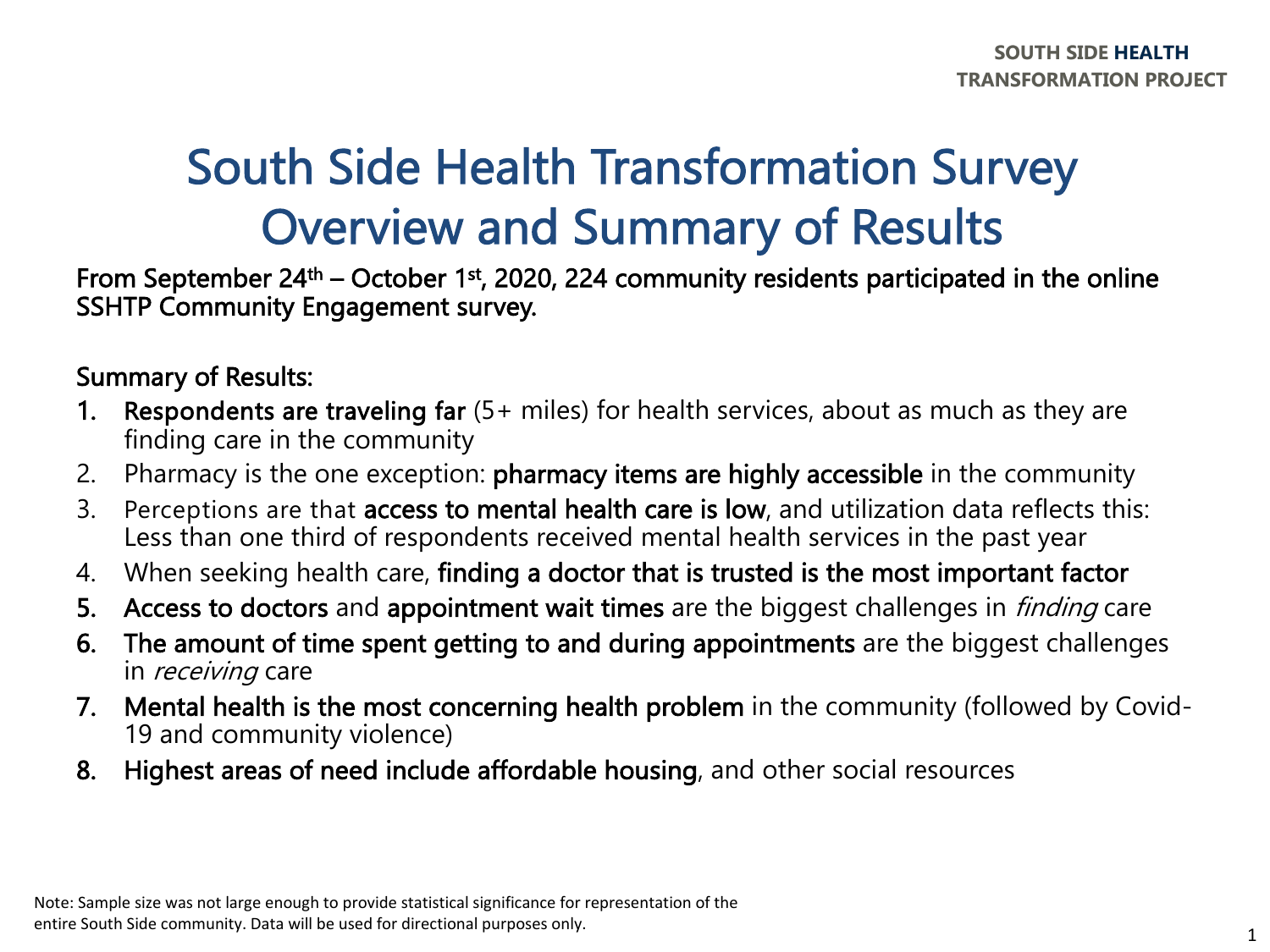# South Side Health Transformation Survey Overview and Summary of Results

**From September 24th – October 1st, 2020, 224 community residents participated in the online SSHTP Community Engagement survey.**

**Summary of Results:**

1. **Respondents are traveling far** (5+ miles) for health services, about as much as they are finding care in the community
2. Pharmacy is the one exception: **pharmacy items are highly accessible** in the community
3. Perceptions are that **access to mental health care is low**, and utilization data reflects this: Less than one third of respondents received mental health services in the past year
4. When seeking health care, **finding a doctor that is trusted is the most important factor**
5. **Access to doctors** and **appointment wait times** are the biggest challenges in *finding* care
6. **The amount of time spent getting to and during appointments** are the biggest challenges in *receiving* care
7. **Mental health is the most concerning health problem** in the community (followed by Covid-19 and community violence)
8. **Highest areas of need include affordable housing**, and other social resources

Note: Sample size was not large enough to provide statistical significance for representation of the entire South Side community. Data will be used for directional purposes only.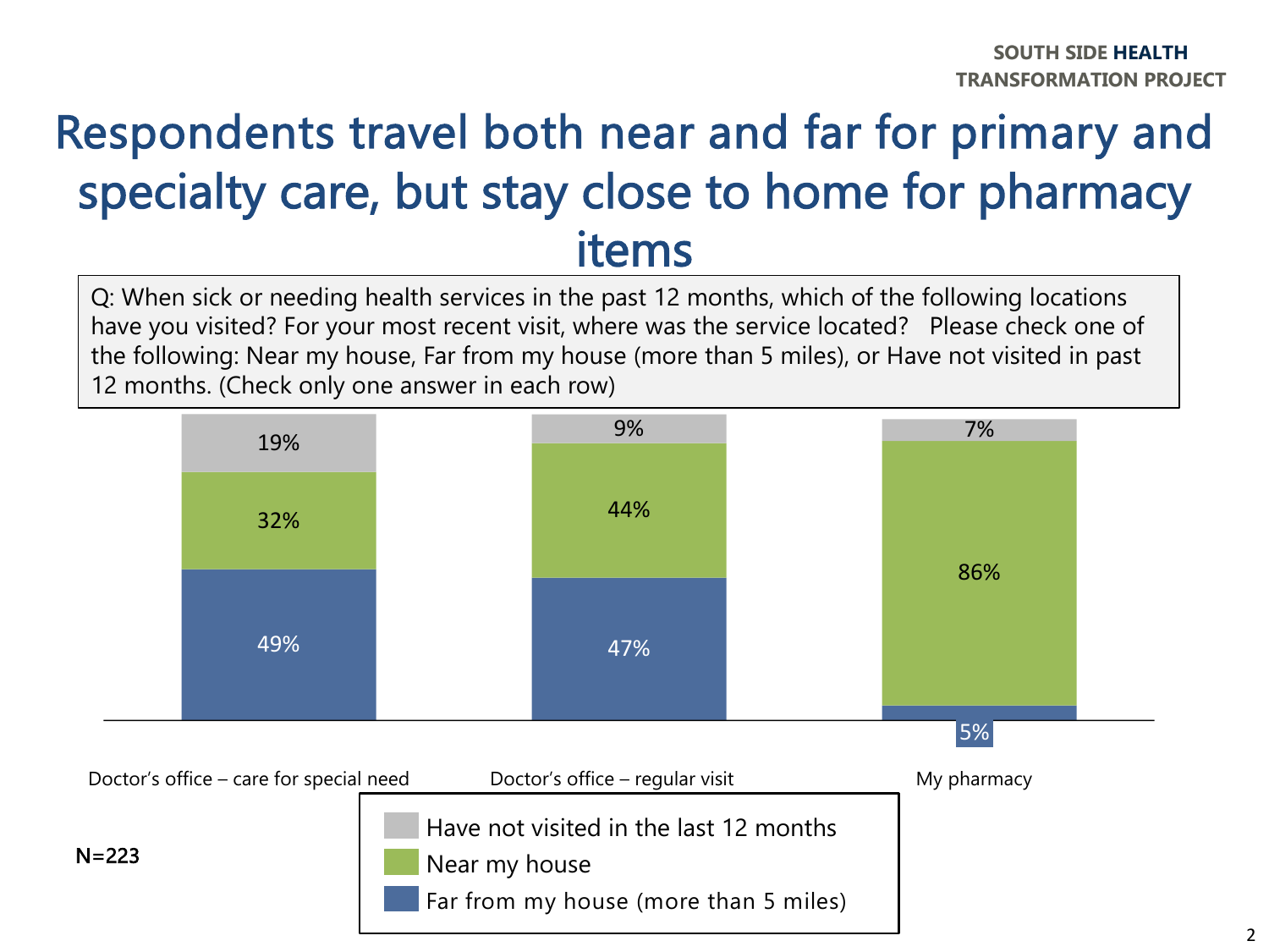# Respondents travel both near and far for primary and specialty care, but stay close to home for pharmacy items

Q: When sick or needing health services in the past 12 months, which of the following locations have you visited? For your most recent visit, where was the service located? Please check one of the following: Near my house, Far from my house (more than 5 miles), or Have not visited in past 12 months. (Check only one answer in each row)

| | Doctor's office – care for special need | Doctor's office – regular visit | My pharmacy |
|---|---|---|---|
| Have not visited in the last 12 months | 19% | 9% | 7% |
| Near my house | 32% | 44% | 86% |
| Far from my house (more than 5 miles) | 49% | 47% | 5% |

N=223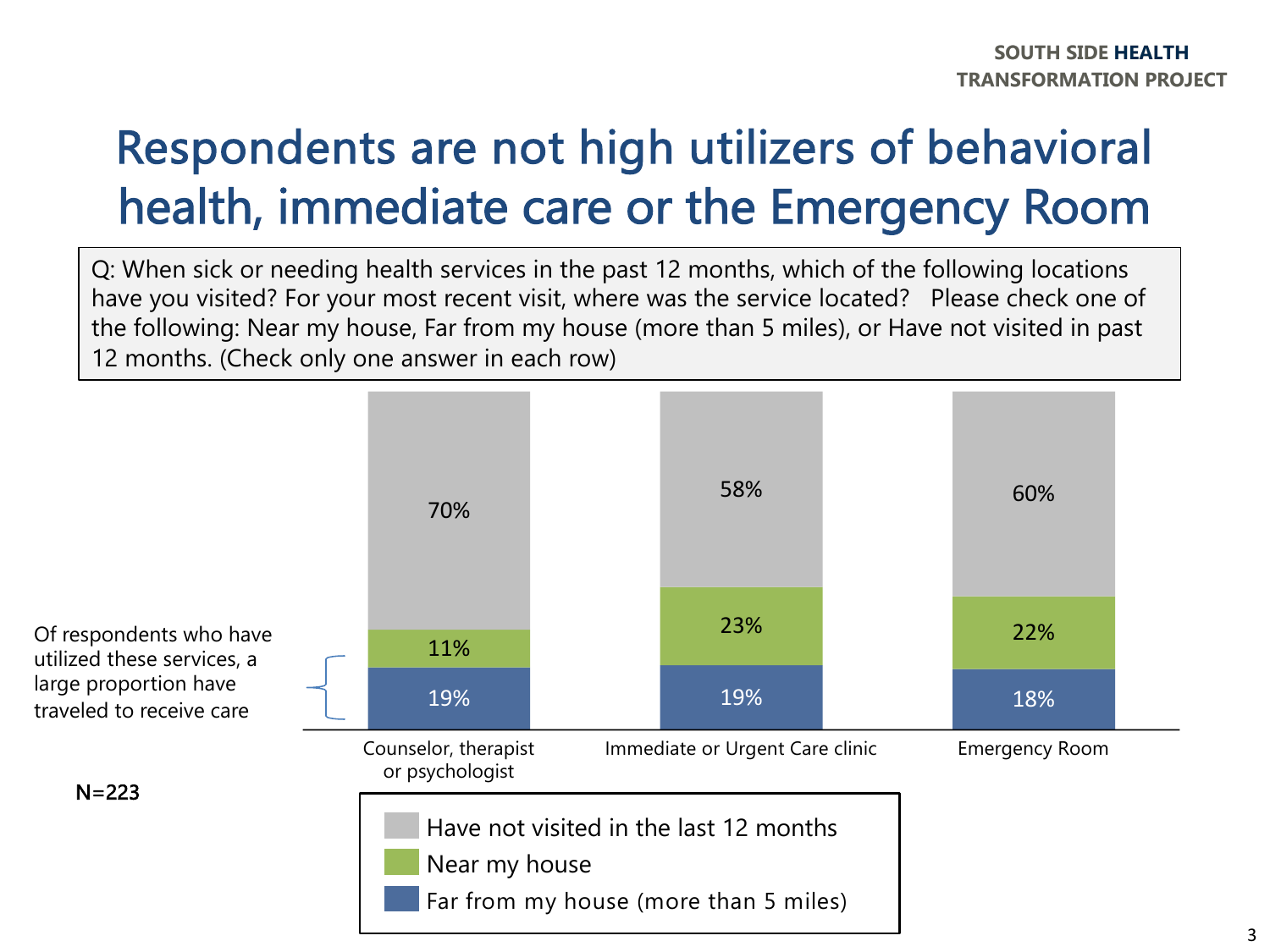# Respondents are not high utilizers of behavioral health, immediate care or the Emergency Room

Q: When sick or needing health services in the past 12 months, which of the following locations have you visited? For your most recent visit, where was the service located? Please check one of the following: Near my house, Far from my house (more than 5 miles), or Have not visited in past 12 months. (Check only one answer in each row)

| | Counselor, therapist or psychologist | Immediate or Urgent Care clinic | Emergency Room |
|---|---|---|---|
| Have not visited in the last 12 months | 70% | 58% | 60% |
| Near my house | 11% | 23% | 22% |
| Far from my house (more than 5 miles) | 19% | 19% | 18% |

Of respondents who have utilized these services, a large proportion have traveled to receive care

N=223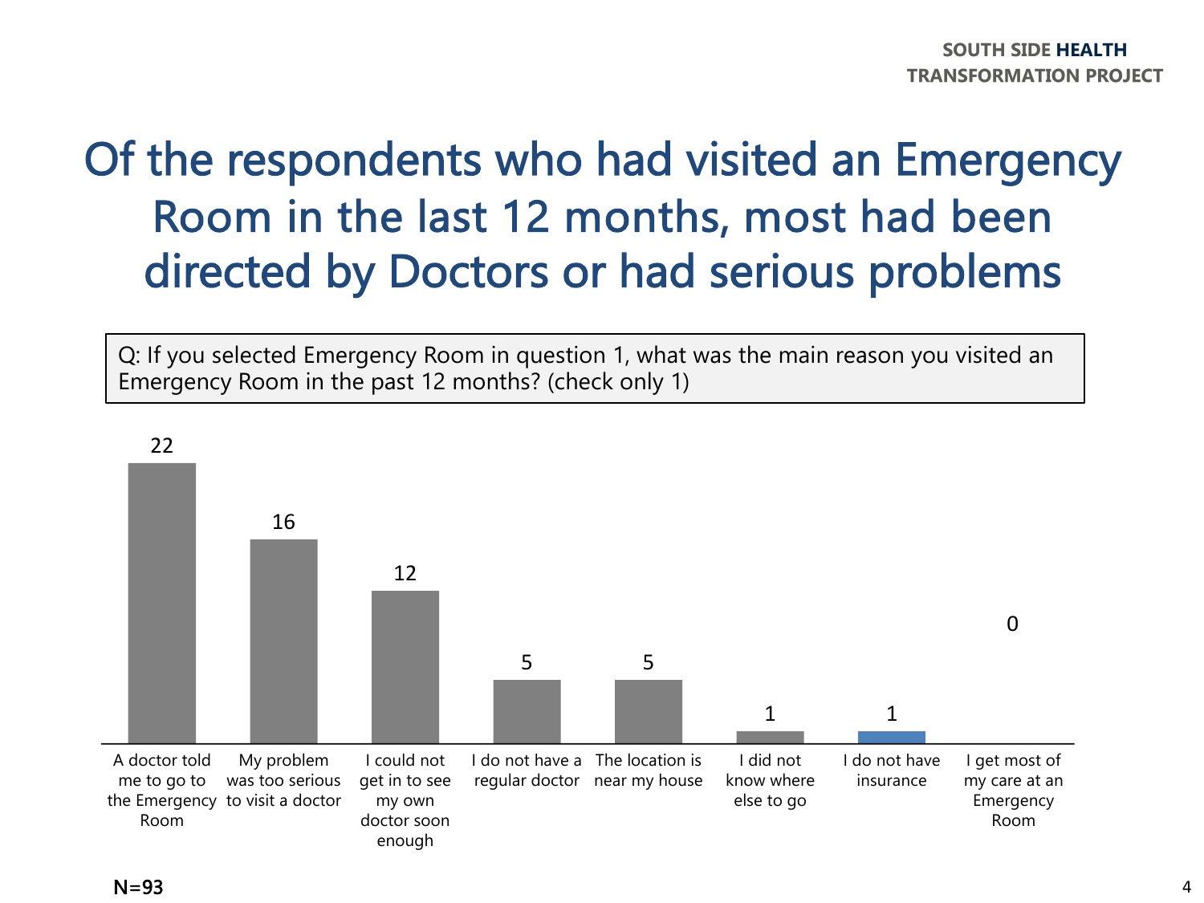# Of the respondents who had visited an Emergency Room in the last 12 months, most had been directed by Doctors or had serious problems

Q: If you selected Emergency Room in question 1, what was the main reason you visited an Emergency Room in the past 12 months? (check only 1)

| Reason | Count |
|---|---|
| A doctor told me to go to the Emergency Room | 22 |
| My problem was too serious to visit a doctor | 16 |
| I could not get in to see my own doctor soon enough | 12 |
| I do not have a regular doctor | 5 |
| The location is near my house | 5 |
| I did not know where else to go | 1 |
| I do not have insurance | 1 |
| I get most of my care at an Emergency Room | 0 |

N=93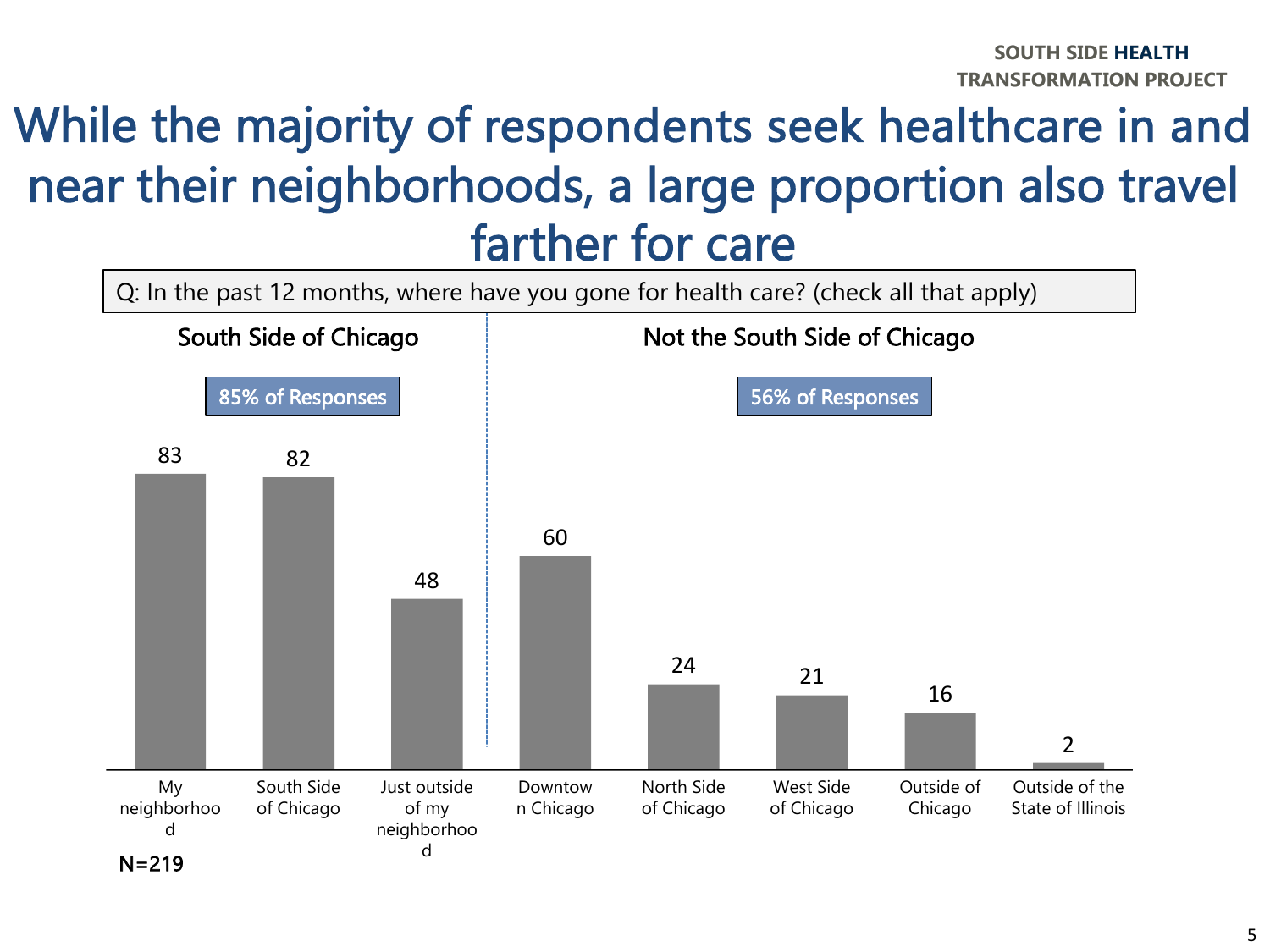# While the majority of respondents seek healthcare in and near their neighborhoods, a large proportion also travel farther for care

Q: In the past 12 months, where have you gone for health care? (check all that apply)

**South Side of Chicago** — 85% of Responses

**Not the South Side of Chicago** — 56% of Responses

| Location | Responses |
|---|---|
| My neighborhood | 83 |
| South Side of Chicago | 82 |
| Just outside of my neighborhood | 48 |
| Downtown Chicago | 60 |
| North Side of Chicago | 24 |
| West Side of Chicago | 21 |
| Outside of Chicago | 16 |
| Outside of the State of Illinois | 2 |

N=219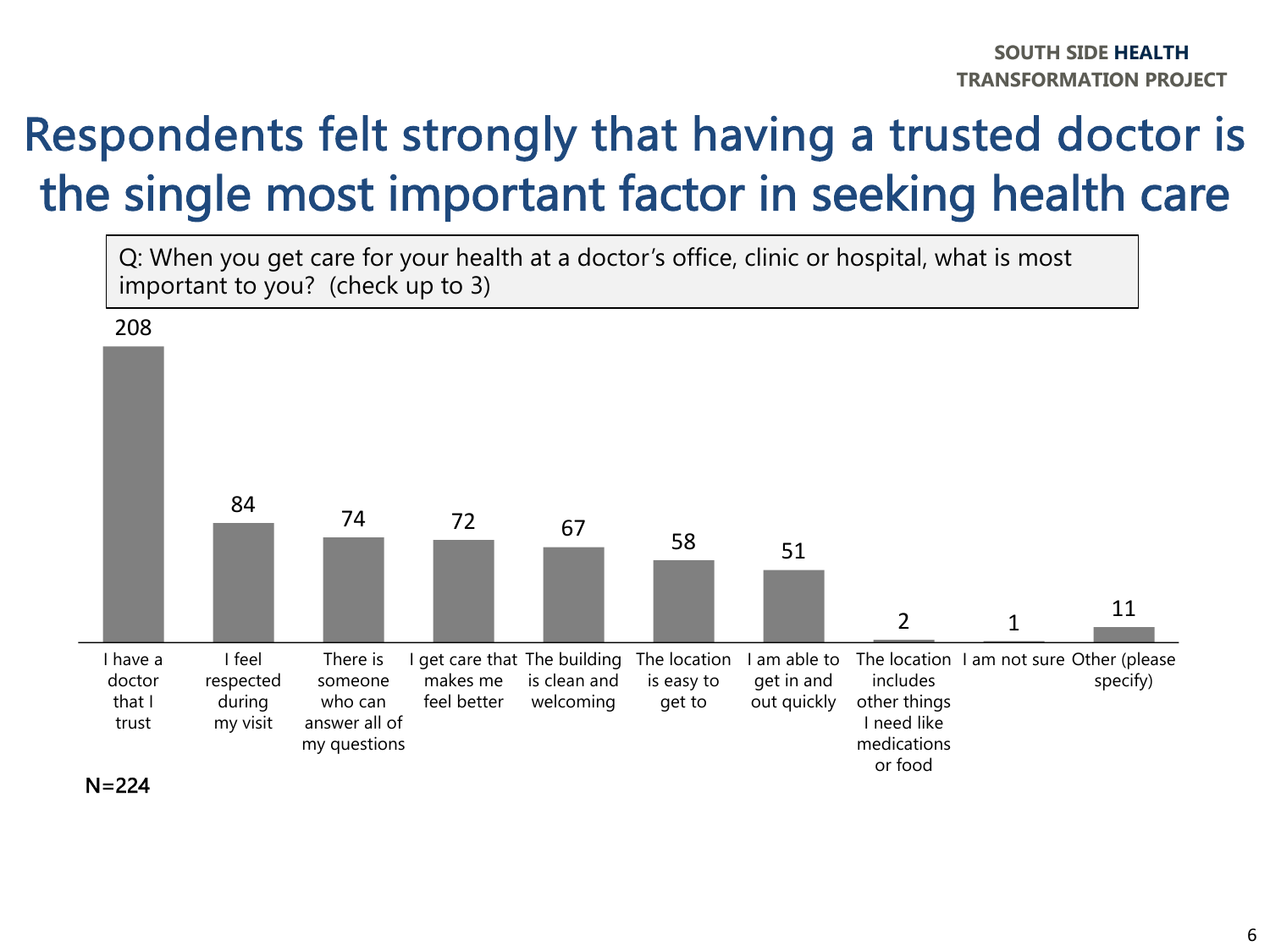# Respondents felt strongly that having a trusted doctor is the single most important factor in seeking health care

Q: When you get care for your health at a doctor's office, clinic or hospital, what is most important to you? (check up to 3)

| Response | Count |
|---|---|
| I have a doctor that I trust | 208 |
| I feel respected during my visit | 84 |
| There is someone who can answer all of my questions | 74 |
| I get care that makes me feel better | 72 |
| The building is clean and welcoming | 67 |
| The location is easy to get to | 58 |
| I am able to get in and out quickly | 51 |
| The location includes other things I need like medications or food | 2 |
| I am not sure | 1 |
| Other (please specify) | 11 |

N=224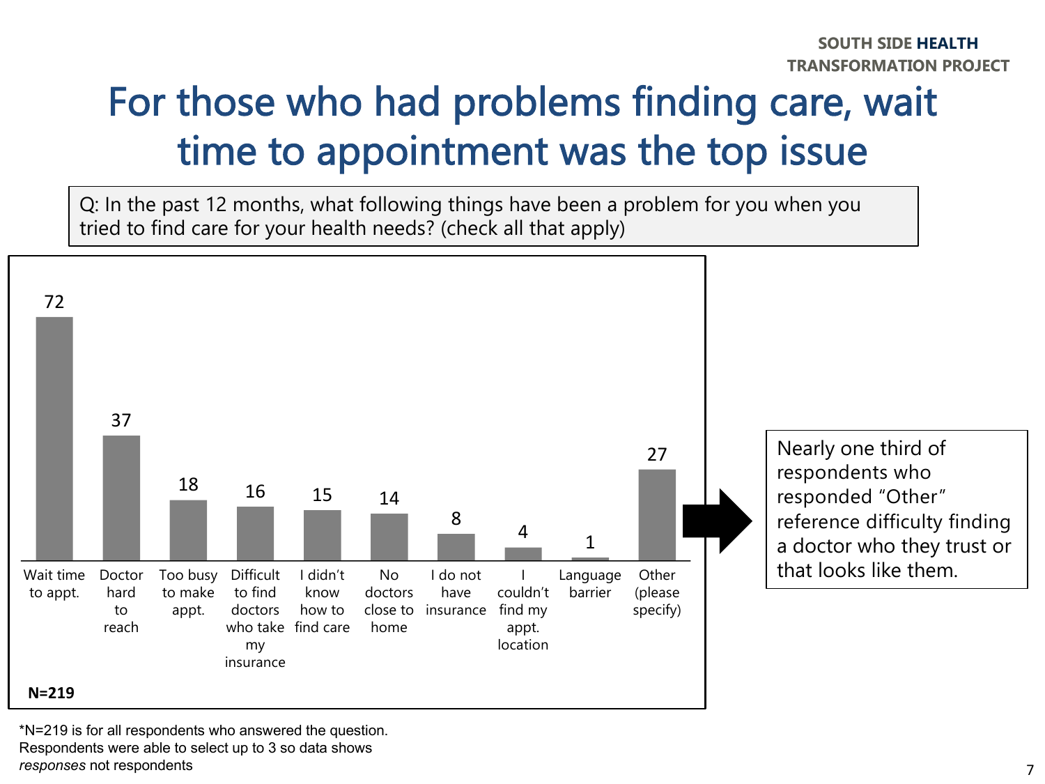# For those who had problems finding care, wait time to appointment was the top issue

Q: In the past 12 months, what following things have been a problem for you when you tried to find care for your health needs? (check all that apply)

| Problem | Responses |
|---|---|
| Wait time to appt. | 72 |
| Doctor hard to reach | 37 |
| Too busy to make appt. | 18 |
| Difficult to find doctors who take my insurance | 16 |
| I didn't know how to find care | 15 |
| No doctors close to home | 14 |
| I do not have insurance | 8 |
| I couldn't find my appt. location | 4 |
| Language barrier | 1 |
| Other (please specify) | 27 |

**N=219**

Nearly one third of respondents who responded "Other" reference difficulty finding a doctor who they trust or that looks like them.

*N=219 is for all respondents who answered the question. Respondents were able to select up to 3 so data shows *responses* not respondents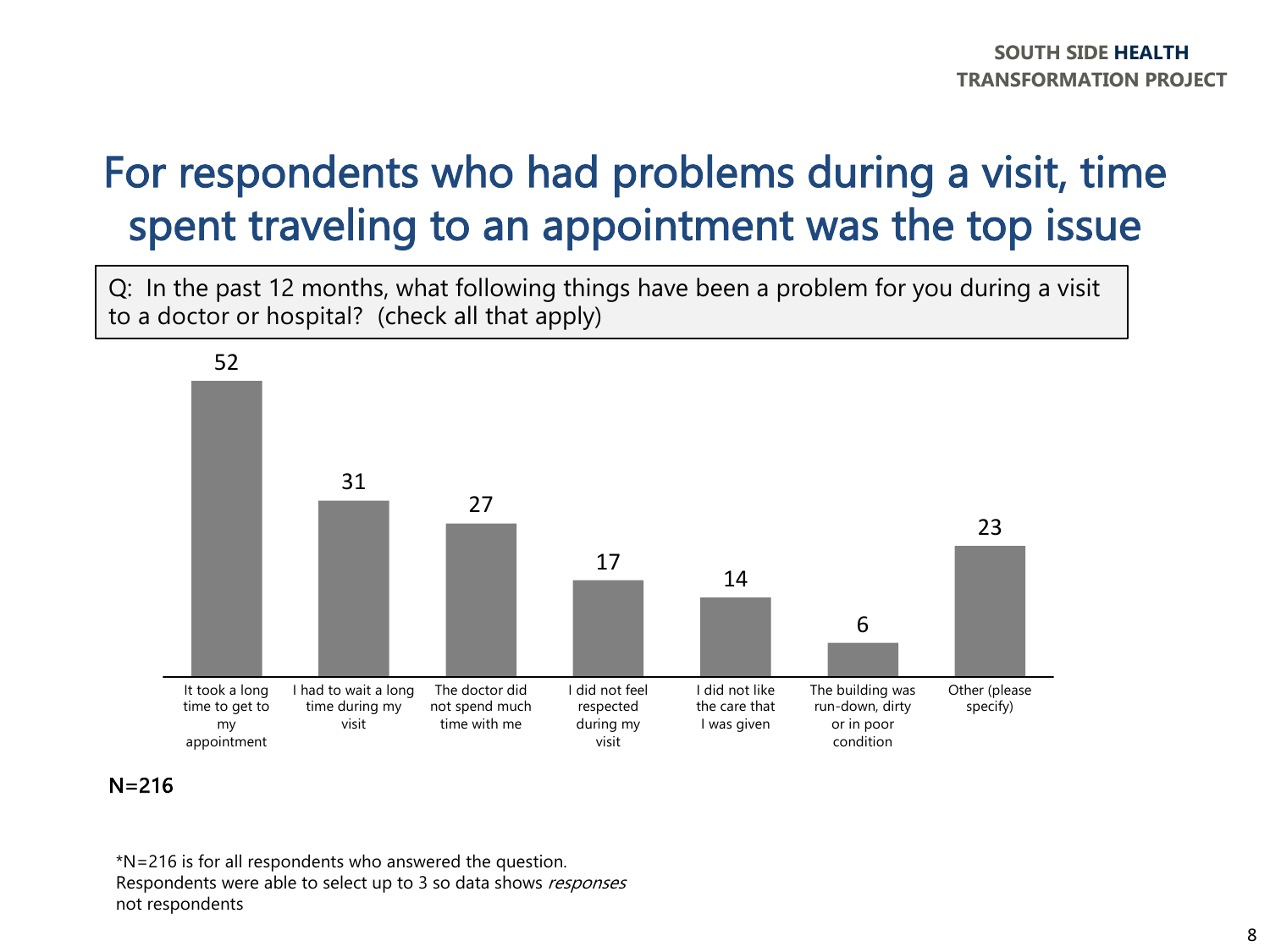# For respondents who had problems during a visit, time spent traveling to an appointment was the top issue

Q: In the past 12 months, what following things have been a problem for you during a visit to a doctor or hospital? (check all that apply)

| Problem | Responses |
|---|---|
| It took a long time to get to my appointment | 52 |
| I had to wait a long time during my visit | 31 |
| The doctor did not spend much time with me | 27 |
| I did not feel respected during my visit | 17 |
| I did not like the care that I was given | 14 |
| The building was run-down, dirty or in poor condition | 6 |
| Other (please specify) | 23 |

N=216

*N=216 is for all respondents who answered the question. Respondents were able to select up to 3 so data shows *responses* not respondents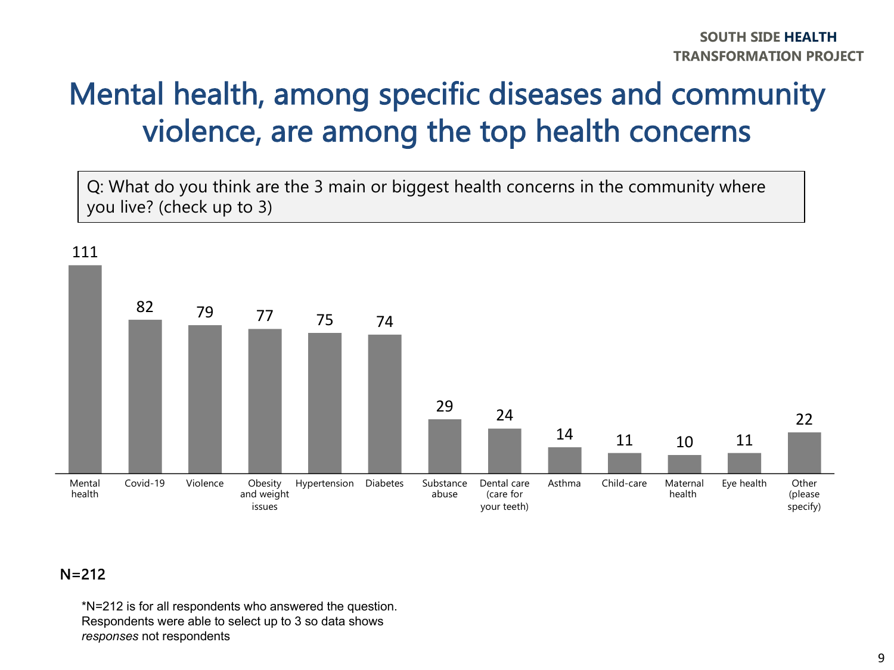# Mental health, among specific diseases and community violence, are among the top health concerns

Q: What do you think are the 3 main or biggest health concerns in the community where you live? (check up to 3)

| Health concern | Responses |
|---|---|
| Mental health | 111 |
| Covid-19 | 82 |
| Violence | 79 |
| Obesity and weight issues | 77 |
| Hypertension | 75 |
| Diabetes | 74 |
| Substance abuse | 29 |
| Dental care (care for your teeth) | 24 |
| Asthma | 14 |
| Child-care | 11 |
| Maternal health | 10 |
| Eye health | 11 |
| Other (please specify) | 22 |

N=212

*N=212 is for all respondents who answered the question. Respondents were able to select up to 3 so data shows *responses* not respondents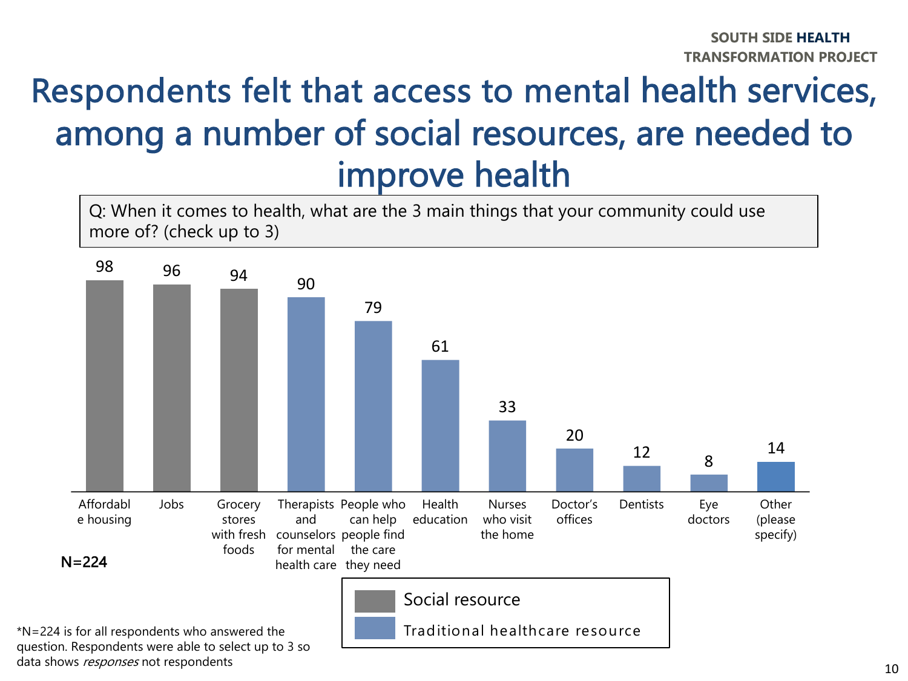# Respondents felt that access to mental health services, among a number of social resources, are needed to improve health

Q: When it comes to health, what are the 3 main things that your community could use more of? (check up to 3)

| Item | Responses | Resource type |
|---|---|---|
| Affordable housing | 98 | Social resource |
| Jobs | 96 | Social resource |
| Grocery stores with fresh foods | 94 | Social resource |
| Therapists and counselors for mental health care | 90 | Traditional healthcare resource |
| People who can help people find the care they need | 79 | Traditional healthcare resource |
| Health education | 61 | Traditional healthcare resource |
| Nurses who visit the home | 33 | Traditional healthcare resource |
| Doctor's offices | 20 | Traditional healthcare resource |
| Dentists | 12 | Traditional healthcare resource |
| Eye doctors | 8 | Traditional healthcare resource |
| Other (please specify) | 14 | |

**N=224**

*N=224 is for all respondents who answered the question. Respondents were able to select up to 3 so data shows *responses* not respondents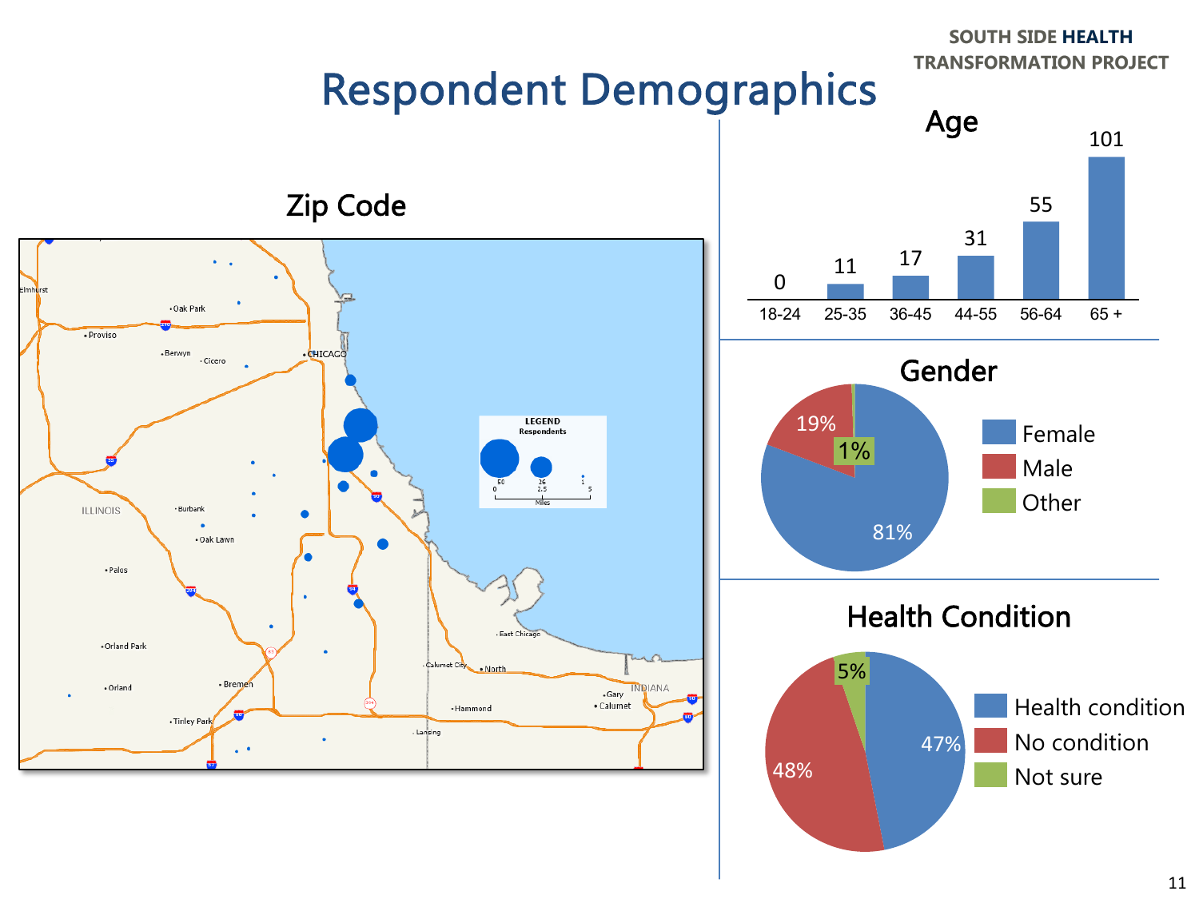SOUTH SIDE HEALTH TRANSFORMATION PROJECT

# Respondent Demographics

## Zip Code

LEGEND
Respondents

50 26 1

0 2.5 5

Miles

Elmhurst

Oak Park

Proviso

Berwyn

Cicero

CHICAGO

ILLINOIS

Burbank

Oak Lawn

Palos

Orland Park

Orland

Bremen

Tinley Park

Calumet City

North

East Chicago

Hammond

Lansing

Gary

Calumet

INDIANA

## Age

0
11
17
31
55
101

18-24
25-35
36-45
44-55
56-64
65 +

## Gender

19%
1%
81%

Female
Male
Other

## Health Condition

5%
47%
48%

Health condition
No condition
Not sure